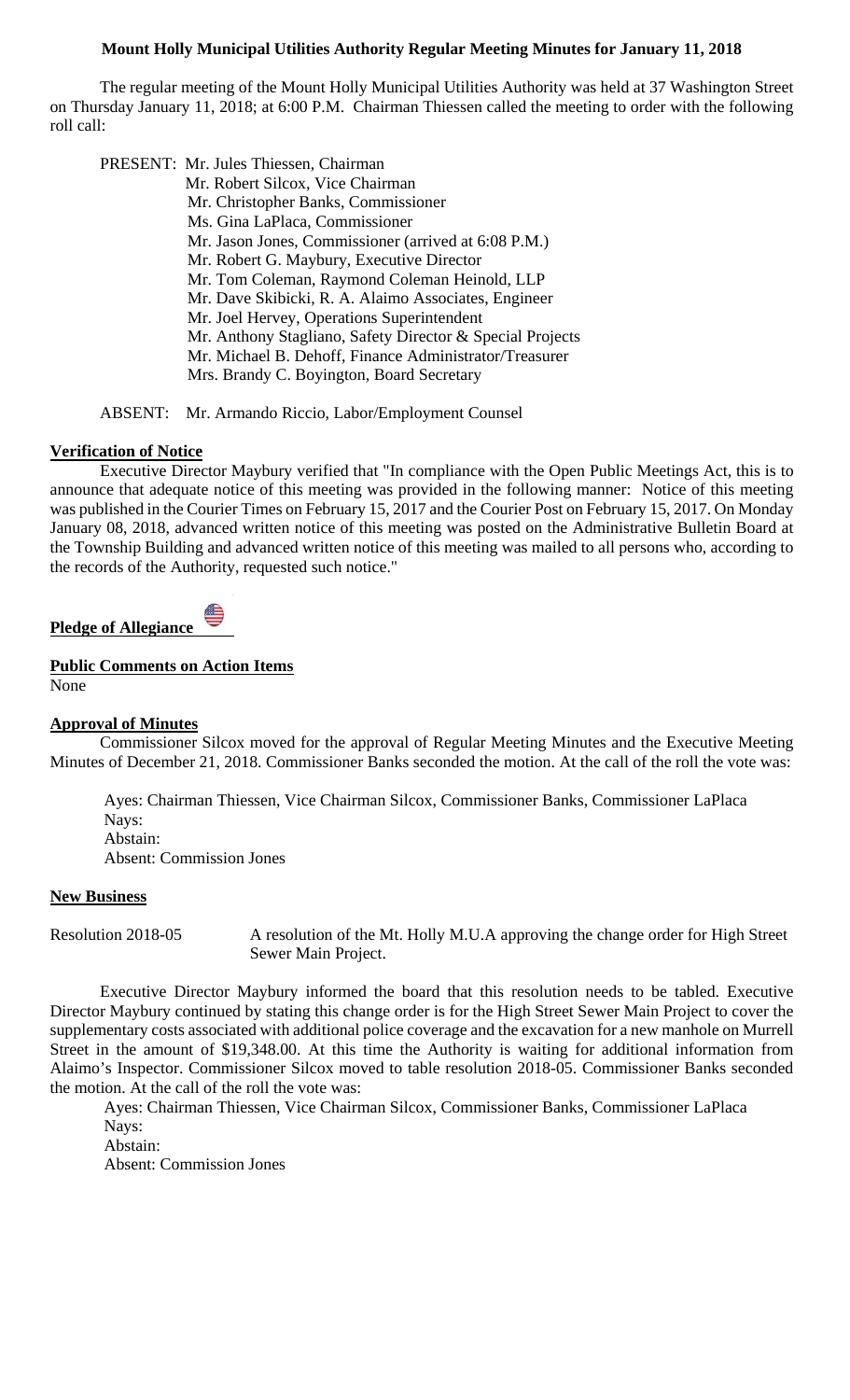**Mount Holly Municipal Utilities Authority Regular Meeting Minutes for January 11, 2018**

The regular meeting of the Mount Holly Municipal Utilities Authority was held at 37 Washington Street on Thursday January 11, 2018; at 6:00 P.M. Chairman Thiessen called the meeting to order with the following roll call:

PRESENT: Mr. Jules Thiessen, Chairman
Mr. Robert Silcox, Vice Chairman
Mr. Christopher Banks, Commissioner
Ms. Gina LaPlaca, Commissioner
Mr. Jason Jones, Commissioner (arrived at 6:08 P.M.)
Mr. Robert G. Maybury, Executive Director
Mr. Tom Coleman, Raymond Coleman Heinold, LLP
Mr. Dave Skibicki, R. A. Alaimo Associates, Engineer
Mr. Joel Hervey, Operations Superintendent
Mr. Anthony Stagliano, Safety Director & Special Projects
Mr. Michael B. Dehoff, Finance Administrator/Treasurer
Mrs. Brandy C. Boyington, Board Secretary

ABSENT: Mr. Armando Riccio, Labor/Employment Counsel

**Verification of Notice**

Executive Director Maybury verified that "In compliance with the Open Public Meetings Act, this is to announce that adequate notice of this meeting was provided in the following manner: Notice of this meeting was published in the Courier Times on February 15, 2017 and the Courier Post on February 15, 2017. On Monday January 08, 2018, advanced written notice of this meeting was posted on the Administrative Bulletin Board at the Township Building and advanced written notice of this meeting was mailed to all persons who, according to the records of the Authority, requested such notice."

**Pledge of Allegiance**

**Public Comments on Action Items**

None

**Approval of Minutes**

Commissioner Silcox moved for the approval of Regular Meeting Minutes and the Executive Meeting Minutes of December 21, 2018. Commissioner Banks seconded the motion. At the call of the roll the vote was:

Ayes: Chairman Thiessen, Vice Chairman Silcox, Commissioner Banks, Commissioner LaPlaca
Nays:
Abstain:
Absent: Commission Jones

**New Business**

Resolution 2018-05 A resolution of the Mt. Holly M.U.A approving the change order for High Street Sewer Main Project.

Executive Director Maybury informed the board that this resolution needs to be tabled. Executive Director Maybury continued by stating this change order is for the High Street Sewer Main Project to cover the supplementary costs associated with additional police coverage and the excavation for a new manhole on Murrell Street in the amount of $19,348.00. At this time the Authority is waiting for additional information from Alaimo's Inspector. Commissioner Silcox moved to table resolution 2018-05. Commissioner Banks seconded the motion. At the call of the roll the vote was:

Ayes: Chairman Thiessen, Vice Chairman Silcox, Commissioner Banks, Commissioner LaPlaca
Nays:
Abstain:
Absent: Commission Jones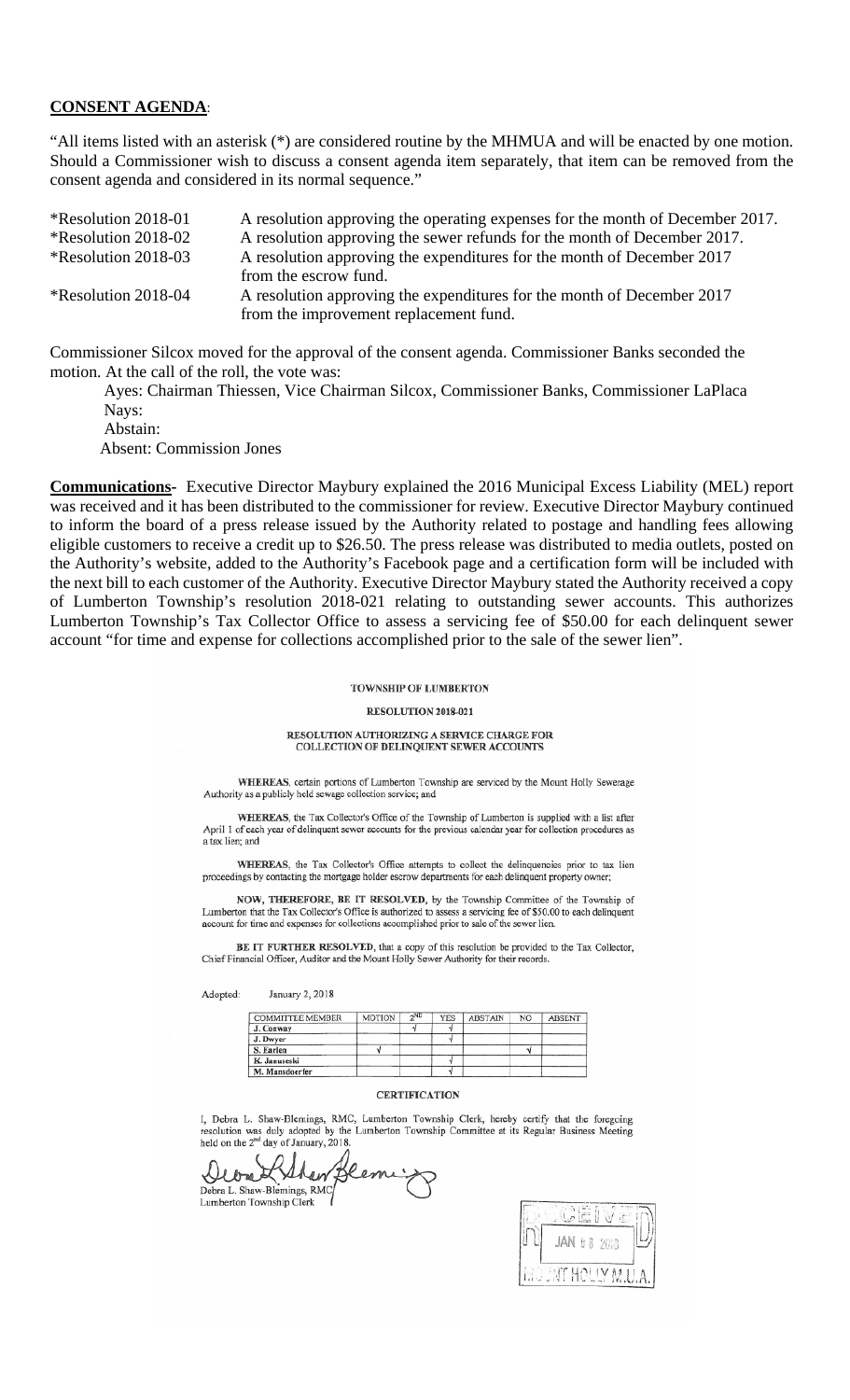**CONSENT AGENDA**:

"All items listed with an asterisk (*) are considered routine by the MHMUA and will be enacted by one motion. Should a Commissioner wish to discuss a consent agenda item separately, that item can be removed from the consent agenda and considered in its normal sequence."

| | |
|---|---|
| *Resolution 2018-01 | A resolution approving the operating expenses for the month of December 2017. |
| *Resolution 2018-02 | A resolution approving the sewer refunds for the month of December 2017. |
| *Resolution 2018-03 | A resolution approving the expenditures for the month of December 2017 from the escrow fund. |
| *Resolution 2018-04 | A resolution approving the expenditures for the month of December 2017 from the improvement replacement fund. |

Commissioner Silcox moved for the approval of the consent agenda. Commissioner Banks seconded the motion. At the call of the roll, the vote was:

Ayes: Chairman Thiessen, Vice Chairman Silcox, Commissioner Banks, Commissioner LaPlaca
Nays:
Abstain:
Absent: Commission Jones

**Communications-** Executive Director Maybury explained the 2016 Municipal Excess Liability (MEL) report was received and it has been distributed to the commissioner for review. Executive Director Maybury continued to inform the board of a press release issued by the Authority related to postage and handling fees allowing eligible customers to receive a credit up to $26.50. The press release was distributed to media outlets, posted on the Authority's website, added to the Authority's Facebook page and a certification form will be included with the next bill to each customer of the Authority. Executive Director Maybury stated the Authority received a copy of Lumberton Township's resolution 2018-021 relating to outstanding sewer accounts. This authorizes Lumberton Township's Tax Collector Office to assess a servicing fee of $50.00 for each delinquent sewer account "for time and expense for collections accomplished prior to the sale of the sewer lien".

**TOWNSHIP OF LUMBERTON**

**RESOLUTION 2018-021**

**RESOLUTION AUTHORIZING A SERVICE CHARGE FOR COLLECTION OF DELINQUENT SEWER ACCOUNTS**

WHEREAS, certain portions of Lumberton Township are serviced by the Mount Holly Sewerage Authority as a publicly held sewage collection service; and

WHEREAS, the Tax Collector's Office of the Township of Lumberton is supplied with a list after April 1 of each year of delinquent sewer accounts for the previous calendar year for collection procedures as a tax lien; and

WHEREAS, the Tax Collector's Office attempts to collect the delinquencies prior to tax lien proceedings by contacting the mortgage holder escrow departments for each delinquent property owner;

NOW, THEREFORE, BE IT RESOLVED, by the Township Committee of the Township of Lumberton that the Tax Collector's Office is authorized to assess a servicing fee of $50.00 to each delinquent account for time and expenses for collections accomplished prior to sale of the sewer lien.

BE IT FURTHER RESOLVED, that a copy of this resolution be provided to the Tax Collector, Chief Financial Officer, Auditor and the Mount Holly Sewer Authority for their records.

Adopted: January 2, 2018

| COMMITTEE MEMBER | MOTION | 2ND | YES | ABSTAIN | NO | ABSENT |
|---|---|---|---|---|---|---|
| J. Conway | | √ | √ | | | |
| J. Dwyer | | | √ | | | |
| S. Earlen | √ | | | | √ | |
| K. Januseski | | | √ | | | |
| M. Mansdoerfer | | | √ | | | |

**CERTIFICATION**

I, Debra L. Shaw-Blemings, RMC, Lumberton Township Clerk, hereby certify that the foregoing resolution was duly adopted by the Lumberton Township Committee at its Regular Business Meeting held on the 2nd day of January, 2018.

Debra L. Shaw-Blemings, RMC
Lumberton Township Clerk

RECEIVED
JAN 08 2018
MOUNT HOLLY M.U.A.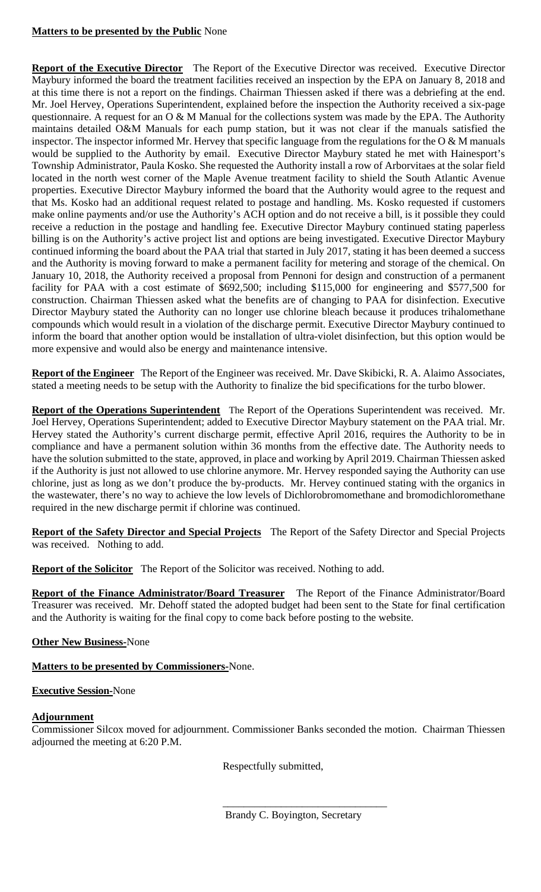**Matters to be presented by the Public** None

**Report of the Executive Director** The Report of the Executive Director was received. Executive Director Maybury informed the board the treatment facilities received an inspection by the EPA on January 8, 2018 and at this time there is not a report on the findings. Chairman Thiessen asked if there was a debriefing at the end. Mr. Joel Hervey, Operations Superintendent, explained before the inspection the Authority received a six-page questionnaire. A request for an O & M Manual for the collections system was made by the EPA. The Authority maintains detailed O&M Manuals for each pump station, but it was not clear if the manuals satisfied the inspector. The inspector informed Mr. Hervey that specific language from the regulations for the O & M manuals would be supplied to the Authority by email. Executive Director Maybury stated he met with Hainesport's Township Administrator, Paula Kosko. She requested the Authority install a row of Arborvitaes at the solar field located in the north west corner of the Maple Avenue treatment facility to shield the South Atlantic Avenue properties. Executive Director Maybury informed the board that the Authority would agree to the request and that Ms. Kosko had an additional request related to postage and handling. Ms. Kosko requested if customers make online payments and/or use the Authority's ACH option and do not receive a bill, is it possible they could receive a reduction in the postage and handling fee. Executive Director Maybury continued stating paperless billing is on the Authority's active project list and options are being investigated. Executive Director Maybury continued informing the board about the PAA trial that started in July 2017, stating it has been deemed a success and the Authority is moving forward to make a permanent facility for metering and storage of the chemical. On January 10, 2018, the Authority received a proposal from Pennoni for design and construction of a permanent facility for PAA with a cost estimate of $692,500; including $115,000 for engineering and $577,500 for construction. Chairman Thiessen asked what the benefits are of changing to PAA for disinfection. Executive Director Maybury stated the Authority can no longer use chlorine bleach because it produces trihalomethane compounds which would result in a violation of the discharge permit. Executive Director Maybury continued to inform the board that another option would be installation of ultra-violet disinfection, but this option would be more expensive and would also be energy and maintenance intensive.

**Report of the Engineer** The Report of the Engineer was received. Mr. Dave Skibicki, R. A. Alaimo Associates, stated a meeting needs to be setup with the Authority to finalize the bid specifications for the turbo blower.

**Report of the Operations Superintendent** The Report of the Operations Superintendent was received. Mr. Joel Hervey, Operations Superintendent; added to Executive Director Maybury statement on the PAA trial. Mr. Hervey stated the Authority's current discharge permit, effective April 2016, requires the Authority to be in compliance and have a permanent solution within 36 months from the effective date. The Authority needs to have the solution submitted to the state, approved, in place and working by April 2019. Chairman Thiessen asked if the Authority is just not allowed to use chlorine anymore. Mr. Hervey responded saying the Authority can use chlorine, just as long as we don't produce the by-products. Mr. Hervey continued stating with the organics in the wastewater, there's no way to achieve the low levels of Dichlorobromomethane and bromodichloromethane required in the new discharge permit if chlorine was continued.

**Report of the Safety Director and Special Projects** The Report of the Safety Director and Special Projects was received. Nothing to add.

**Report of the Solicitor** The Report of the Solicitor was received. Nothing to add.

**Report of the Finance Administrator/Board Treasurer** The Report of the Finance Administrator/Board Treasurer was received. Mr. Dehoff stated the adopted budget had been sent to the State for final certification and the Authority is waiting for the final copy to come back before posting to the website.

**Other New Business-**None

**Matters to be presented by Commissioners-**None.

**Executive Session-**None

**Adjournment**

Commissioner Silcox moved for adjournment. Commissioner Banks seconded the motion. Chairman Thiessen adjourned the meeting at 6:20 P.M.

Respectfully submitted,

\_\_\_\_\_\_\_\_\_\_\_\_\_\_\_\_\_\_\_\_\_\_\_\_\_\_\_\_\_\_\_\_

Brandy C. Boyington, Secretary